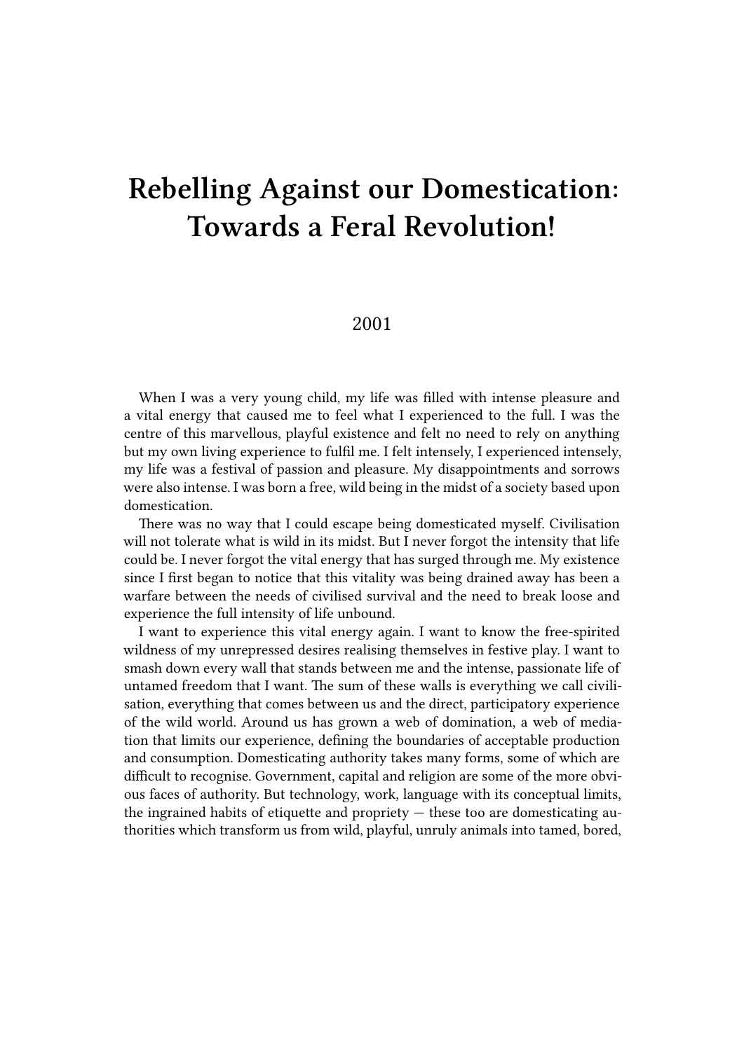# Rebelling Against our Domestication: Towards a Feral Revolution!

2001

When I was a very young child, my life was filled with intense pleasure and a vital energy that caused me to feel what I experienced to the full. I was the centre of this marvellous, playful existence and felt no need to rely on anything but my own living experience to fulfil me. I felt intensely, I experienced intensely, my life was a festival of passion and pleasure. My disappointments and sorrows were also intense. I was born a free, wild being in the midst of a society based upon domestication.

There was no way that I could escape being domesticated myself. Civilisation will not tolerate what is wild in its midst. But I never forgot the intensity that life could be. I never forgot the vital energy that has surged through me. My existence since I first began to notice that this vitality was being drained away has been a warfare between the needs of civilised survival and the need to break loose and experience the full intensity of life unbound.

I want to experience this vital energy again. I want to know the free-spirited wildness of my unrepressed desires realising themselves in festive play. I want to smash down every wall that stands between me and the intense, passionate life of untamed freedom that I want. The sum of these walls is everything we call civilisation, everything that comes between us and the direct, participatory experience of the wild world. Around us has grown a web of domination, a web of mediation that limits our experience, defining the boundaries of acceptable production and consumption. Domesticating authority takes many forms, some of which are difficult to recognise. Government, capital and religion are some of the more obvious faces of authority. But technology, work, language with its conceptual limits, the ingrained habits of etiquette and propriety — these too are domesticating authorities which transform us from wild, playful, unruly animals into tamed, bored,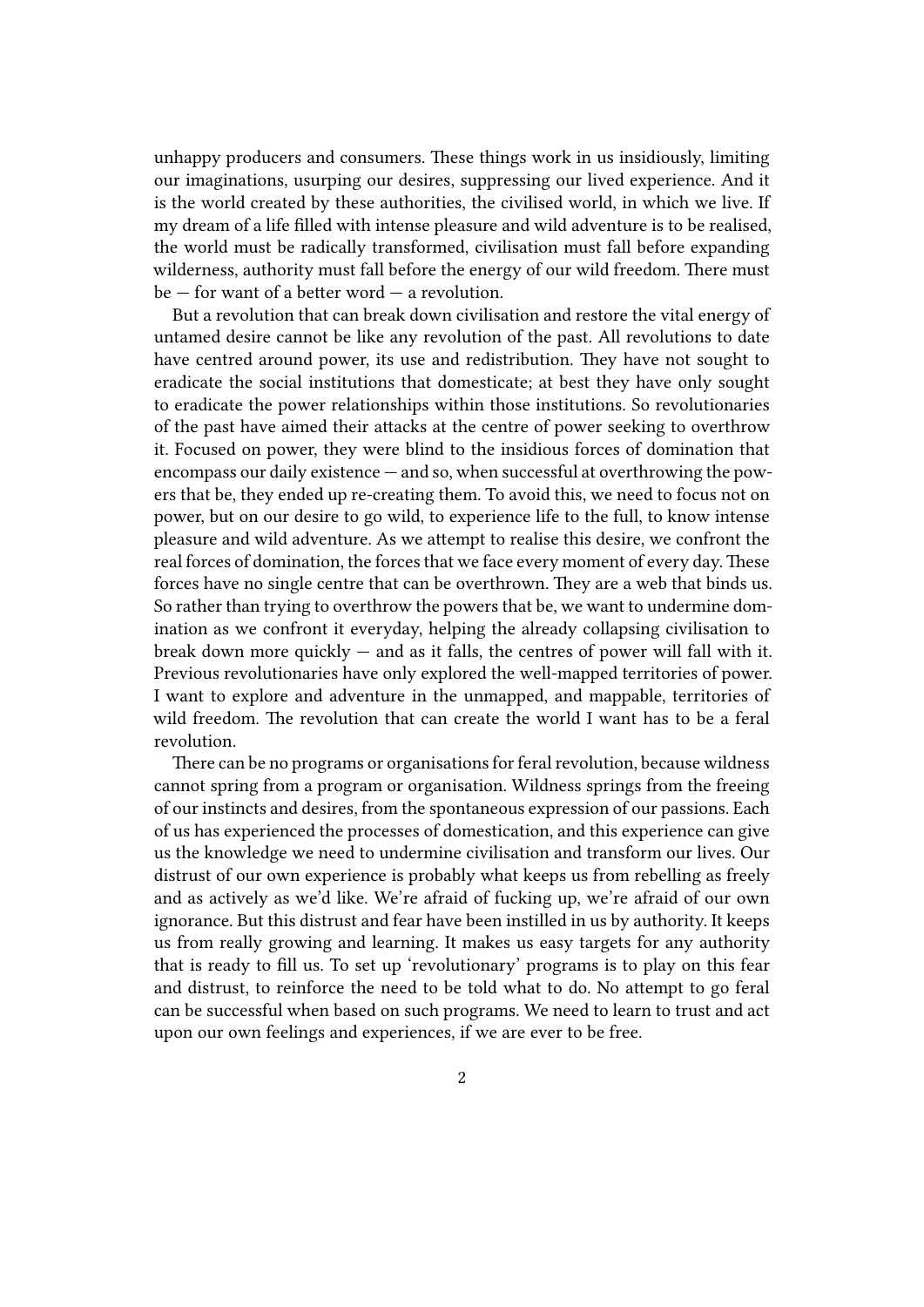unhappy producers and consumers. These things work in us insidiously, limiting our imaginations, usurping our desires, suppressing our lived experience. And it is the world created by these authorities, the civilised world, in which we live. If my dream of a life filled with intense pleasure and wild adventure is to be realised, the world must be radically transformed, civilisation must fall before expanding wilderness, authority must fall before the energy of our wild freedom. There must be — for want of a better word — a revolution.

But a revolution that can break down civilisation and restore the vital energy of untamed desire cannot be like any revolution of the past. All revolutions to date have centred around power, its use and redistribution. They have not sought to eradicate the social institutions that domesticate; at best they have only sought to eradicate the power relationships within those institutions. So revolutionaries of the past have aimed their attacks at the centre of power seeking to overthrow it. Focused on power, they were blind to the insidious forces of domination that encompass our daily existence — and so, when successful at overthrowing the powers that be, they ended up re-creating them. To avoid this, we need to focus not on power, but on our desire to go wild, to experience life to the full, to know intense pleasure and wild adventure. As we attempt to realise this desire, we confront the real forces of domination, the forces that we face every moment of every day. These forces have no single centre that can be overthrown. They are a web that binds us. So rather than trying to overthrow the powers that be, we want to undermine domination as we confront it everyday, helping the already collapsing civilisation to break down more quickly — and as it falls, the centres of power will fall with it. Previous revolutionaries have only explored the well-mapped territories of power. I want to explore and adventure in the unmapped, and mappable, territories of wild freedom. The revolution that can create the world I want has to be a feral revolution.

There can be no programs or organisations for feral revolution, because wildness cannot spring from a program or organisation. Wildness springs from the freeing of our instincts and desires, from the spontaneous expression of our passions. Each of us has experienced the processes of domestication, and this experience can give us the knowledge we need to undermine civilisation and transform our lives. Our distrust of our own experience is probably what keeps us from rebelling as freely and as actively as we'd like. We're afraid of fucking up, we're afraid of our own ignorance. But this distrust and fear have been instilled in us by authority. It keeps us from really growing and learning. It makes us easy targets for any authority that is ready to fill us. To set up 'revolutionary' programs is to play on this fear and distrust, to reinforce the need to be told what to do. No attempt to go feral can be successful when based on such programs. We need to learn to trust and act upon our own feelings and experiences, if we are ever to be free.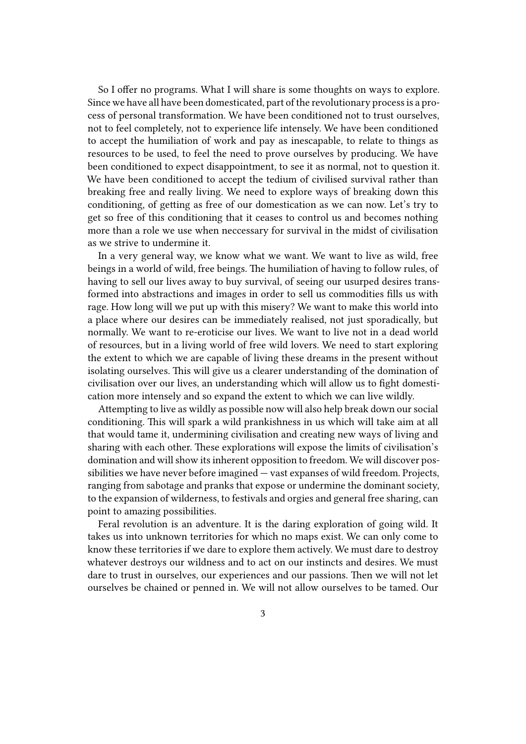So I offer no programs. What I will share is some thoughts on ways to explore. Since we have all have been domesticated, part of the revolutionary process is a process of personal transformation. We have been conditioned not to trust ourselves, not to feel completely, not to experience life intensely. We have been conditioned to accept the humiliation of work and pay as inescapable, to relate to things as resources to be used, to feel the need to prove ourselves by producing. We have been conditioned to expect disappointment, to see it as normal, not to question it. We have been conditioned to accept the tedium of civilised survival rather than breaking free and really living. We need to explore ways of breaking down this conditioning, of getting as free of our domestication as we can now. Let's try to get so free of this conditioning that it ceases to control us and becomes nothing more than a role we use when neccessary for survival in the midst of civilisation as we strive to undermine it.

In a very general way, we know what we want. We want to live as wild, free beings in a world of wild, free beings. The humiliation of having to follow rules, of having to sell our lives away to buy survival, of seeing our usurped desires transformed into abstractions and images in order to sell us commodities fills us with rage. How long will we put up with this misery? We want to make this world into a place where our desires can be immediately realised, not just sporadically, but normally. We want to re-eroticise our lives. We want to live not in a dead world of resources, but in a living world of free wild lovers. We need to start exploring the extent to which we are capable of living these dreams in the present without isolating ourselves. This will give us a clearer understanding of the domination of civilisation over our lives, an understanding which will allow us to fight domestication more intensely and so expand the extent to which we can live wildly.

Attempting to live as wildly as possible now will also help break down our social conditioning. This will spark a wild prankishness in us which will take aim at all that would tame it, undermining civilisation and creating new ways of living and sharing with each other. These explorations will expose the limits of civilisation's domination and will show its inherent opposition to freedom. We will discover possibilities we have never before imagined — vast expanses of wild freedom. Projects, ranging from sabotage and pranks that expose or undermine the dominant society, to the expansion of wilderness, to festivals and orgies and general free sharing, can point to amazing possibilities.

Feral revolution is an adventure. It is the daring exploration of going wild. It takes us into unknown territories for which no maps exist. We can only come to know these territories if we dare to explore them actively. We must dare to destroy whatever destroys our wildness and to act on our instincts and desires. We must dare to trust in ourselves, our experiences and our passions. Then we will not let ourselves be chained or penned in. We will not allow ourselves to be tamed. Our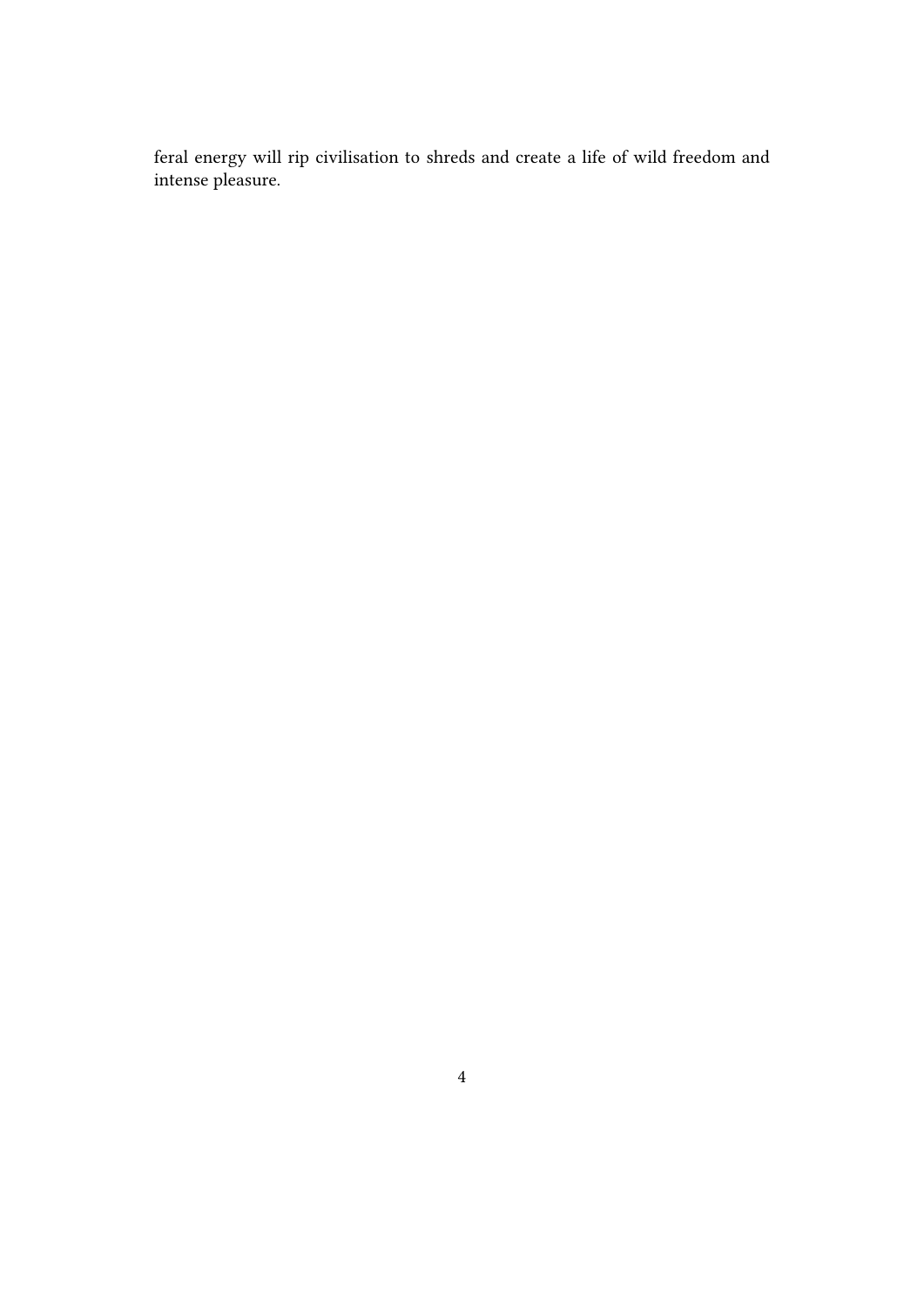feral energy will rip civilisation to shreds and create a life of wild freedom and intense pleasure.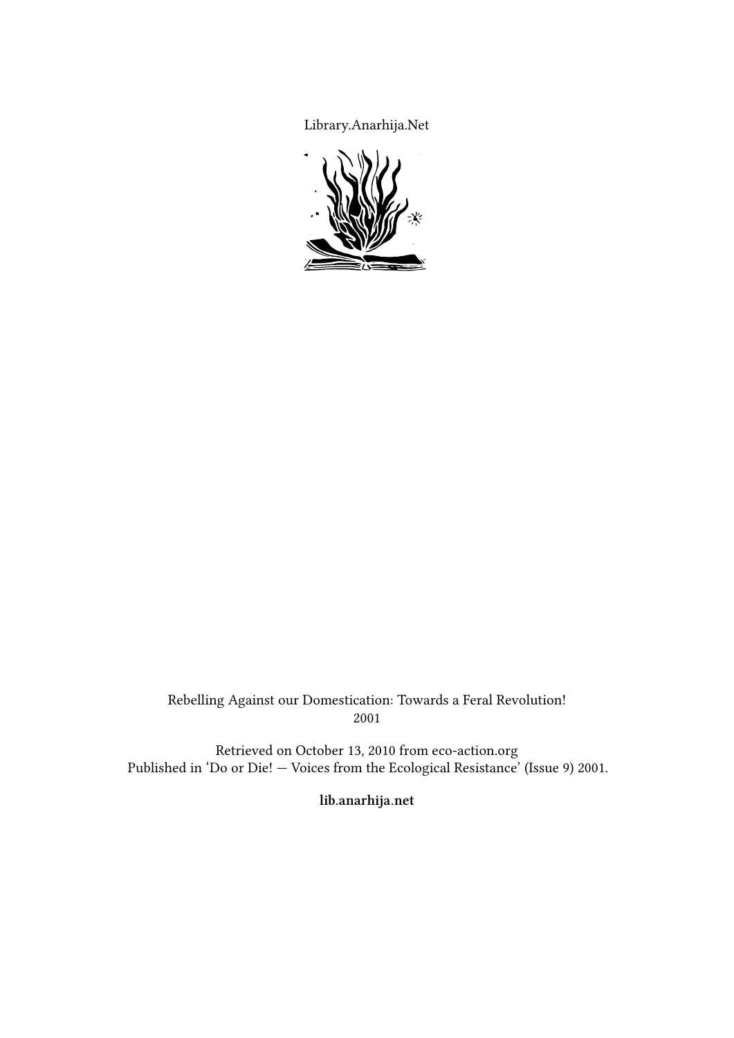Library.Anarhija.Net

Rebelling Against our Domestication: Towards a Feral Revolution!
2001

Retrieved on October 13, 2010 from eco-action.org
Published in 'Do or Die! — Voices from the Ecological Resistance' (Issue 9) 2001.

**lib.anarhija.net**